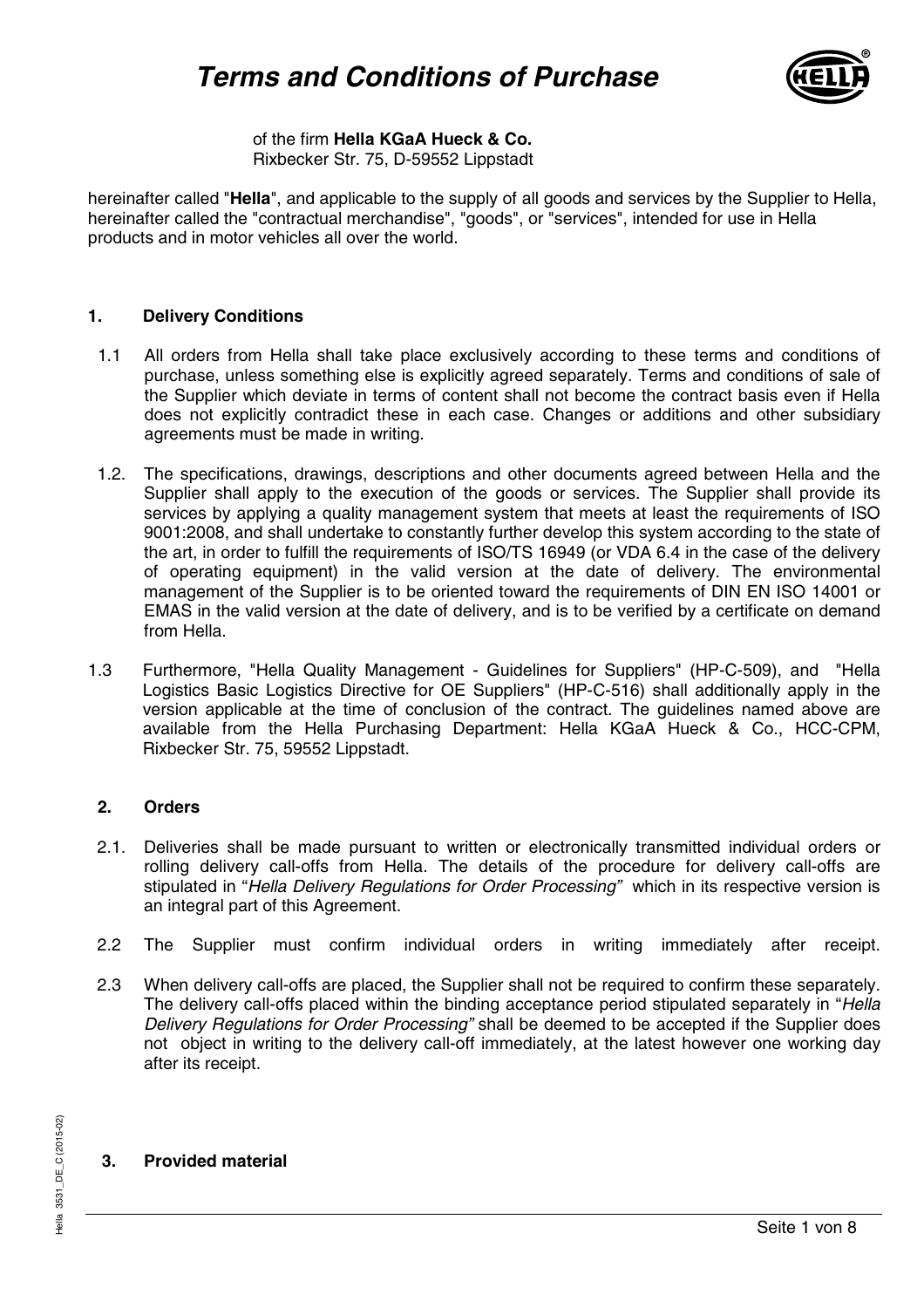# Terms and Conditions of Purchase

of the firm **Hella KGaA Hueck & Co.**
Rixbecker Str. 75, D-59552 Lippstadt

hereinafter called "**Hella**", and applicable to the supply of all goods and services by the Supplier to Hella, hereinafter called the "contractual merchandise", "goods", or "services", intended for use in Hella products and in motor vehicles all over the world.

## 1. Delivery Conditions

1.1 All orders from Hella shall take place exclusively according to these terms and conditions of purchase, unless something else is explicitly agreed separately. Terms and conditions of sale of the Supplier which deviate in terms of content shall not become the contract basis even if Hella does not explicitly contradict these in each case. Changes or additions and other subsidiary agreements must be made in writing.

1.2. The specifications, drawings, descriptions and other documents agreed between Hella and the Supplier shall apply to the execution of the goods or services. The Supplier shall provide its services by applying a quality management system that meets at least the requirements of ISO 9001:2008, and shall undertake to constantly further develop this system according to the state of the art, in order to fulfill the requirements of ISO/TS 16949 (or VDA 6.4 in the case of the delivery of operating equipment) in the valid version at the date of delivery. The environmental management of the Supplier is to be oriented toward the requirements of DIN EN ISO 14001 or EMAS in the valid version at the date of delivery, and is to be verified by a certificate on demand from Hella.

1.3 Furthermore, "Hella Quality Management - Guidelines for Suppliers" (HP-C-509), and "Hella Logistics Basic Logistics Directive for OE Suppliers" (HP-C-516) shall additionally apply in the version applicable at the time of conclusion of the contract. The guidelines named above are available from the Hella Purchasing Department: Hella KGaA Hueck & Co., HCC-CPM, Rixbecker Str. 75, 59552 Lippstadt.

## 2. Orders

2.1. Deliveries shall be made pursuant to written or electronically transmitted individual orders or rolling delivery call-offs from Hella. The details of the procedure for delivery call-offs are stipulated in "*Hella Delivery Regulations for Order Processing*" which in its respective version is an integral part of this Agreement.

2.2 The Supplier must confirm individual orders in writing immediately after receipt.

2.3 When delivery call-offs are placed, the Supplier shall not be required to confirm these separately. The delivery call-offs placed within the binding acceptance period stipulated separately in "*Hella Delivery Regulations for Order Processing*" shall be deemed to be accepted if the Supplier does not object in writing to the delivery call-off immediately, at the latest however one working day after its receipt.

## 3. Provided material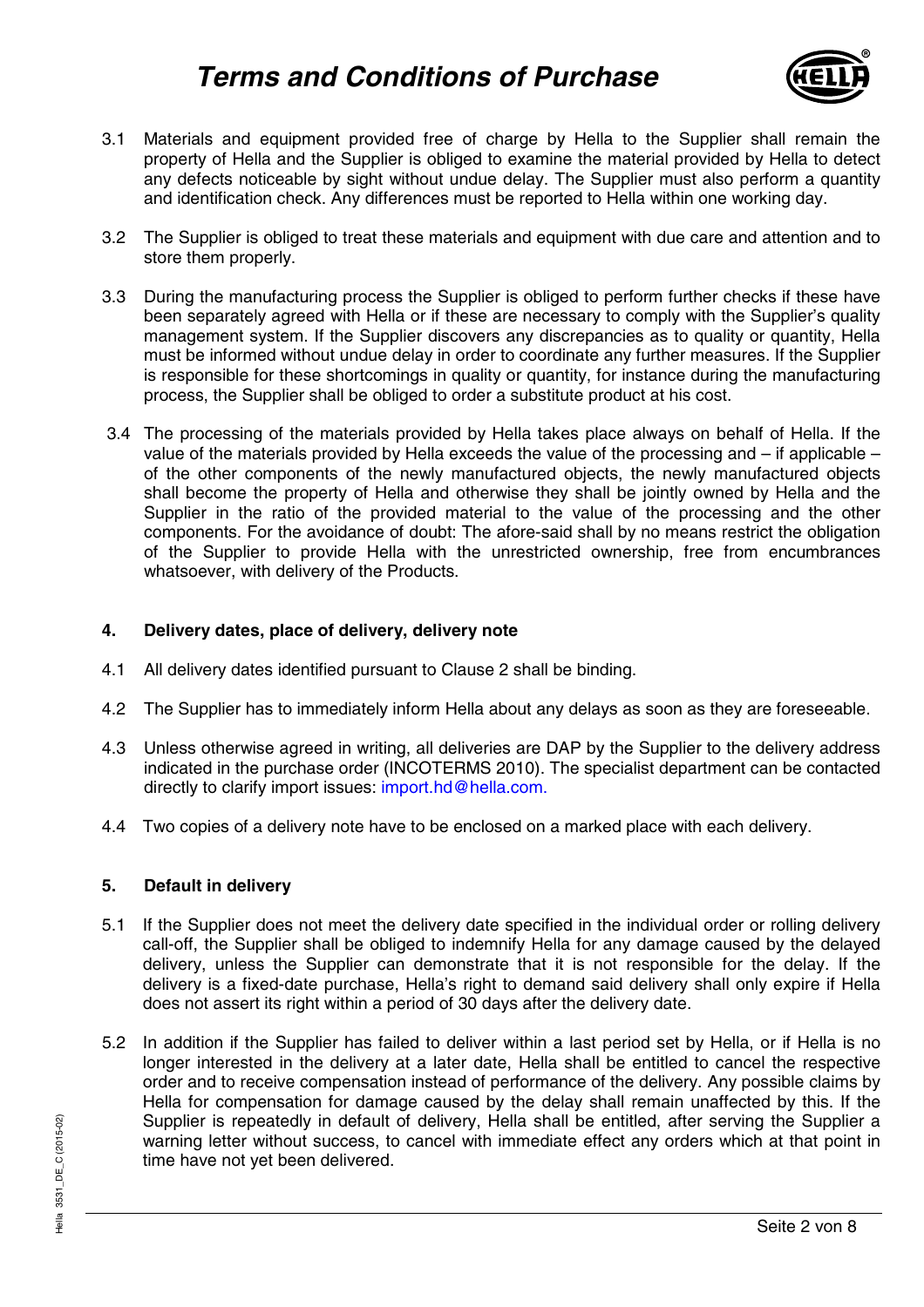3.1 Materials and equipment provided free of charge by Hella to the Supplier shall remain the property of Hella and the Supplier is obliged to examine the material provided by Hella to detect any defects noticeable by sight without undue delay. The Supplier must also perform a quantity and identification check. Any differences must be reported to Hella within one working day.

3.2 The Supplier is obliged to treat these materials and equipment with due care and attention and to store them properly.

3.3 During the manufacturing process the Supplier is obliged to perform further checks if these have been separately agreed with Hella or if these are necessary to comply with the Supplier's quality management system. If the Supplier discovers any discrepancies as to quality or quantity, Hella must be informed without undue delay in order to coordinate any further measures. If the Supplier is responsible for these shortcomings in quality or quantity, for instance during the manufacturing process, the Supplier shall be obliged to order a substitute product at his cost.

3.4 The processing of the materials provided by Hella takes place always on behalf of Hella. If the value of the materials provided by Hella exceeds the value of the processing and – if applicable – of the other components of the newly manufactured objects, the newly manufactured objects shall become the property of Hella and otherwise they shall be jointly owned by Hella and the Supplier in the ratio of the provided material to the value of the processing and the other components. For the avoidance of doubt: The afore-said shall by no means restrict the obligation of the Supplier to provide Hella with the unrestricted ownership, free from encumbrances whatsoever, with delivery of the Products.

## 4. Delivery dates, place of delivery, delivery note

4.1 All delivery dates identified pursuant to Clause 2 shall be binding.

4.2 The Supplier has to immediately inform Hella about any delays as soon as they are foreseeable.

4.3 Unless otherwise agreed in writing, all deliveries are DAP by the Supplier to the delivery address indicated in the purchase order (INCOTERMS 2010). The specialist department can be contacted directly to clarify import issues: import.hd@hella.com.

4.4 Two copies of a delivery note have to be enclosed on a marked place with each delivery.

## 5. Default in delivery

5.1 If the Supplier does not meet the delivery date specified in the individual order or rolling delivery call-off, the Supplier shall be obliged to indemnify Hella for any damage caused by the delayed delivery, unless the Supplier can demonstrate that it is not responsible for the delay. If the delivery is a fixed-date purchase, Hella's right to demand said delivery shall only expire if Hella does not assert its right within a period of 30 days after the delivery date.

5.2 In addition if the Supplier has failed to deliver within a last period set by Hella, or if Hella is no longer interested in the delivery at a later date, Hella shall be entitled to cancel the respective order and to receive compensation instead of performance of the delivery. Any possible claims by Hella for compensation for damage caused by the delay shall remain unaffected by this. If the Supplier is repeatedly in default of delivery, Hella shall be entitled, after serving the Supplier a warning letter without success, to cancel with immediate effect any orders which at that point in time have not yet been delivered.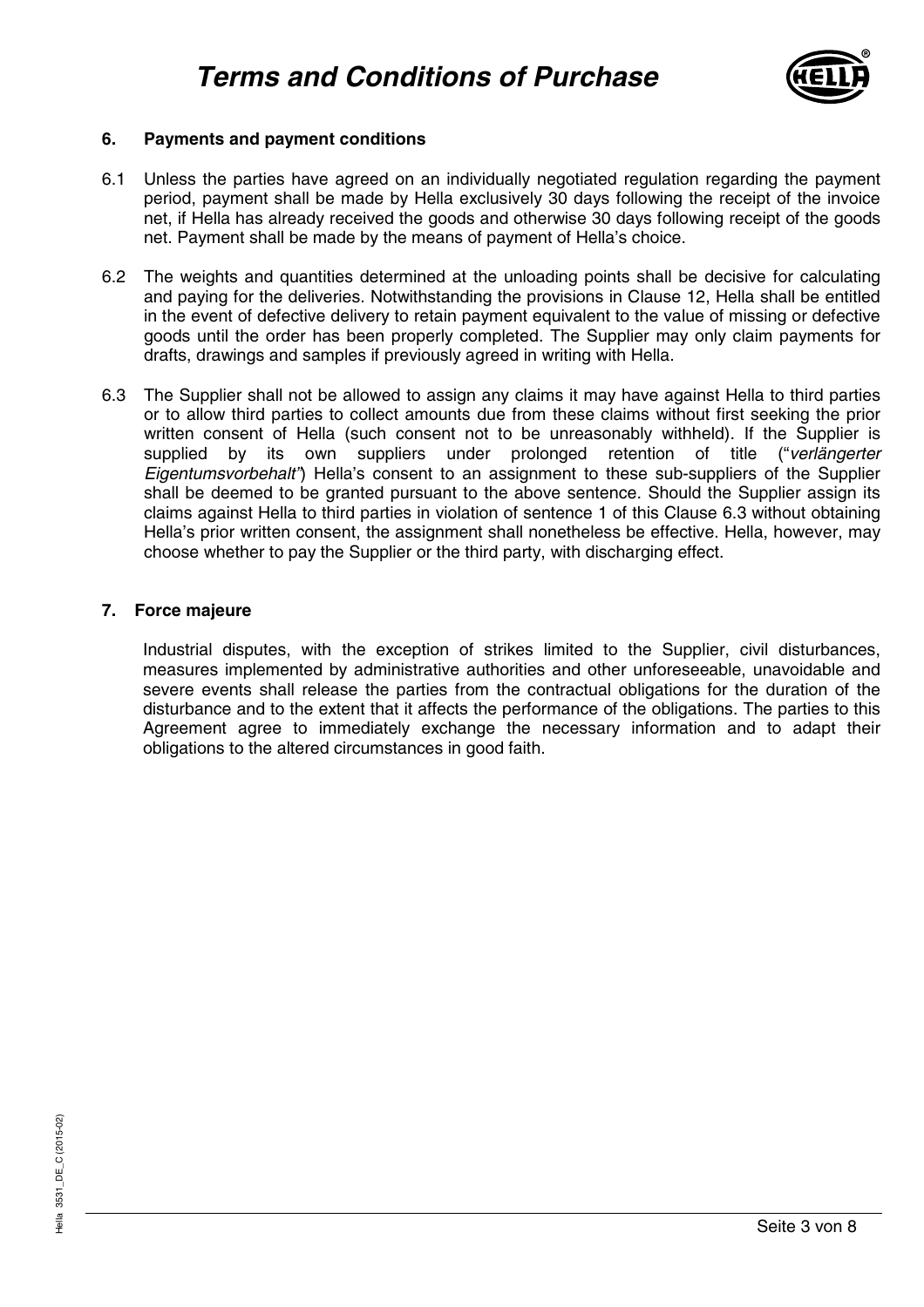## 6. Payments and payment conditions

6.1 Unless the parties have agreed on an individually negotiated regulation regarding the payment period, payment shall be made by Hella exclusively 30 days following the receipt of the invoice net, if Hella has already received the goods and otherwise 30 days following receipt of the goods net. Payment shall be made by the means of payment of Hella's choice.

6.2 The weights and quantities determined at the unloading points shall be decisive for calculating and paying for the deliveries. Notwithstanding the provisions in Clause 12, Hella shall be entitled in the event of defective delivery to retain payment equivalent to the value of missing or defective goods until the order has been properly completed. The Supplier may only claim payments for drafts, drawings and samples if previously agreed in writing with Hella.

6.3 The Supplier shall not be allowed to assign any claims it may have against Hella to third parties or to allow third parties to collect amounts due from these claims without first seeking the prior written consent of Hella (such consent not to be unreasonably withheld). If the Supplier is supplied by its own suppliers under prolonged retention of title ("*verlängerter Eigentumsvorbehalt*") Hella's consent to an assignment to these sub-suppliers of the Supplier shall be deemed to be granted pursuant to the above sentence. Should the Supplier assign its claims against Hella to third parties in violation of sentence 1 of this Clause 6.3 without obtaining Hella's prior written consent, the assignment shall nonetheless be effective. Hella, however, may choose whether to pay the Supplier or the third party, with discharging effect.

## 7. Force majeure

Industrial disputes, with the exception of strikes limited to the Supplier, civil disturbances, measures implemented by administrative authorities and other unforeseeable, unavoidable and severe events shall release the parties from the contractual obligations for the duration of the disturbance and to the extent that it affects the performance of the obligations. The parties to this Agreement agree to immediately exchange the necessary information and to adapt their obligations to the altered circumstances in good faith.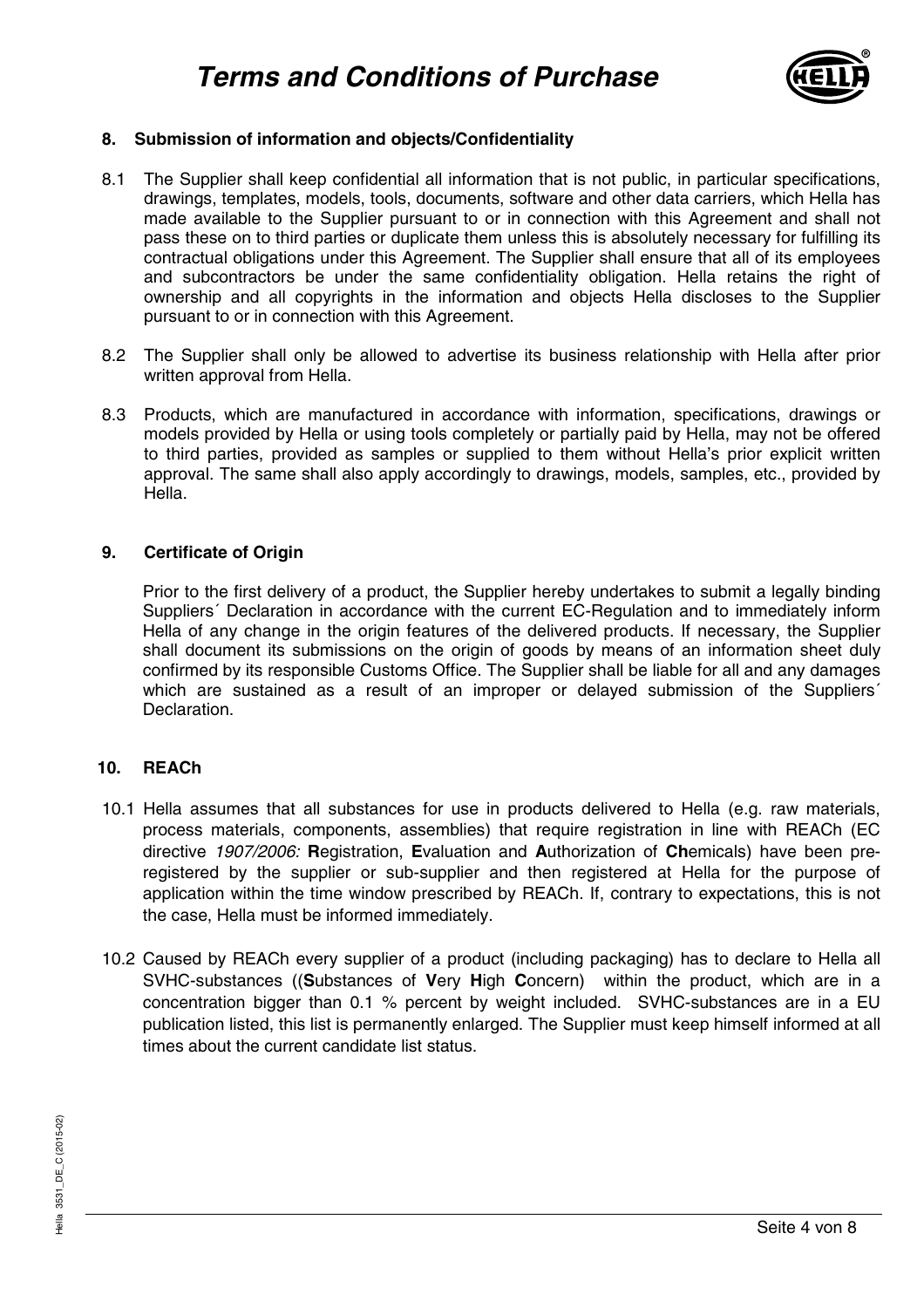## 8. Submission of information and objects/Confidentiality

8.1 The Supplier shall keep confidential all information that is not public, in particular specifications, drawings, templates, models, tools, documents, software and other data carriers, which Hella has made available to the Supplier pursuant to or in connection with this Agreement and shall not pass these on to third parties or duplicate them unless this is absolutely necessary for fulfilling its contractual obligations under this Agreement. The Supplier shall ensure that all of its employees and subcontractors be under the same confidentiality obligation. Hella retains the right of ownership and all copyrights in the information and objects Hella discloses to the Supplier pursuant to or in connection with this Agreement.

8.2 The Supplier shall only be allowed to advertise its business relationship with Hella after prior written approval from Hella.

8.3 Products, which are manufactured in accordance with information, specifications, drawings or models provided by Hella or using tools completely or partially paid by Hella, may not be offered to third parties, provided as samples or supplied to them without Hella's prior explicit written approval. The same shall also apply accordingly to drawings, models, samples, etc., provided by Hella.

## 9. Certificate of Origin

Prior to the first delivery of a product, the Supplier hereby undertakes to submit a legally binding Suppliers´ Declaration in accordance with the current EC-Regulation and to immediately inform Hella of any change in the origin features of the delivered products. If necessary, the Supplier shall document its submissions on the origin of goods by means of an information sheet duly confirmed by its responsible Customs Office. The Supplier shall be liable for all and any damages which are sustained as a result of an improper or delayed submission of the Suppliers´ Declaration.

## 10. REACh

10.1 Hella assumes that all substances for use in products delivered to Hella (e.g. raw materials, process materials, components, assemblies) that require registration in line with REACh (EC directive *1907/2006:* **R**egistration, **E**valuation and **A**uthorization of **Ch**emicals) have been pre-registered by the supplier or sub-supplier and then registered at Hella for the purpose of application within the time window prescribed by REACh. If, contrary to expectations, this is not the case, Hella must be informed immediately.

10.2 Caused by REACh every supplier of a product (including packaging) has to declare to Hella all SVHC-substances ((**S**ubstances of **V**ery **H**igh **C**oncern) within the product, which are in a concentration bigger than 0.1 % percent by weight included. SVHC-substances are in a EU publication listed, this list is permanently enlarged. The Supplier must keep himself informed at all times about the current candidate list status.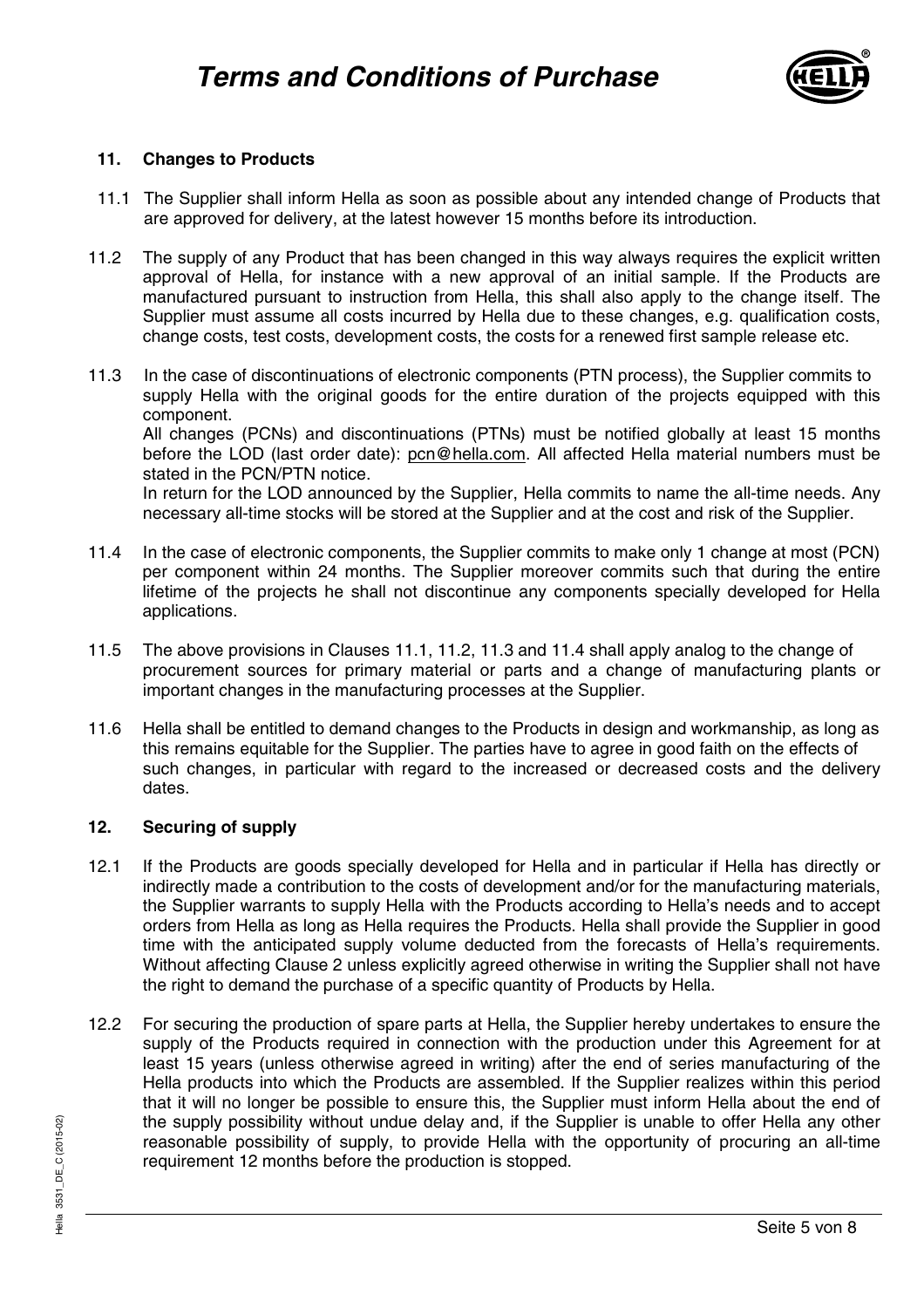## 11. Changes to Products

11.1 The Supplier shall inform Hella as soon as possible about any intended change of Products that are approved for delivery, at the latest however 15 months before its introduction.

11.2 The supply of any Product that has been changed in this way always requires the explicit written approval of Hella, for instance with a new approval of an initial sample. If the Products are manufactured pursuant to instruction from Hella, this shall also apply to the change itself. The Supplier must assume all costs incurred by Hella due to these changes, e.g. qualification costs, change costs, test costs, development costs, the costs for a renewed first sample release etc.

11.3 In the case of discontinuations of electronic components (PTN process), the Supplier commits to supply Hella with the original goods for the entire duration of the projects equipped with this component.
All changes (PCNs) and discontinuations (PTNs) must be notified globally at least 15 months before the LOD (last order date): pcn@hella.com. All affected Hella material numbers must be stated in the PCN/PTN notice.
In return for the LOD announced by the Supplier, Hella commits to name the all-time needs. Any necessary all-time stocks will be stored at the Supplier and at the cost and risk of the Supplier.

11.4 In the case of electronic components, the Supplier commits to make only 1 change at most (PCN) per component within 24 months. The Supplier moreover commits such that during the entire lifetime of the projects he shall not discontinue any components specially developed for Hella applications.

11.5 The above provisions in Clauses 11.1, 11.2, 11.3 and 11.4 shall apply analog to the change of procurement sources for primary material or parts and a change of manufacturing plants or important changes in the manufacturing processes at the Supplier.

11.6 Hella shall be entitled to demand changes to the Products in design and workmanship, as long as this remains equitable for the Supplier. The parties have to agree in good faith on the effects of such changes, in particular with regard to the increased or decreased costs and the delivery dates.

## 12. Securing of supply

12.1 If the Products are goods specially developed for Hella and in particular if Hella has directly or indirectly made a contribution to the costs of development and/or for the manufacturing materials, the Supplier warrants to supply Hella with the Products according to Hella's needs and to accept orders from Hella as long as Hella requires the Products. Hella shall provide the Supplier in good time with the anticipated supply volume deducted from the forecasts of Hella's requirements. Without affecting Clause 2 unless explicitly agreed otherwise in writing the Supplier shall not have the right to demand the purchase of a specific quantity of Products by Hella.

12.2 For securing the production of spare parts at Hella, the Supplier hereby undertakes to ensure the supply of the Products required in connection with the production under this Agreement for at least 15 years (unless otherwise agreed in writing) after the end of series manufacturing of the Hella products into which the Products are assembled. If the Supplier realizes within this period that it will no longer be possible to ensure this, the Supplier must inform Hella about the end of the supply possibility without undue delay and, if the Supplier is unable to offer Hella any other reasonable possibility of supply, to provide Hella with the opportunity of procuring an all-time requirement 12 months before the production is stopped.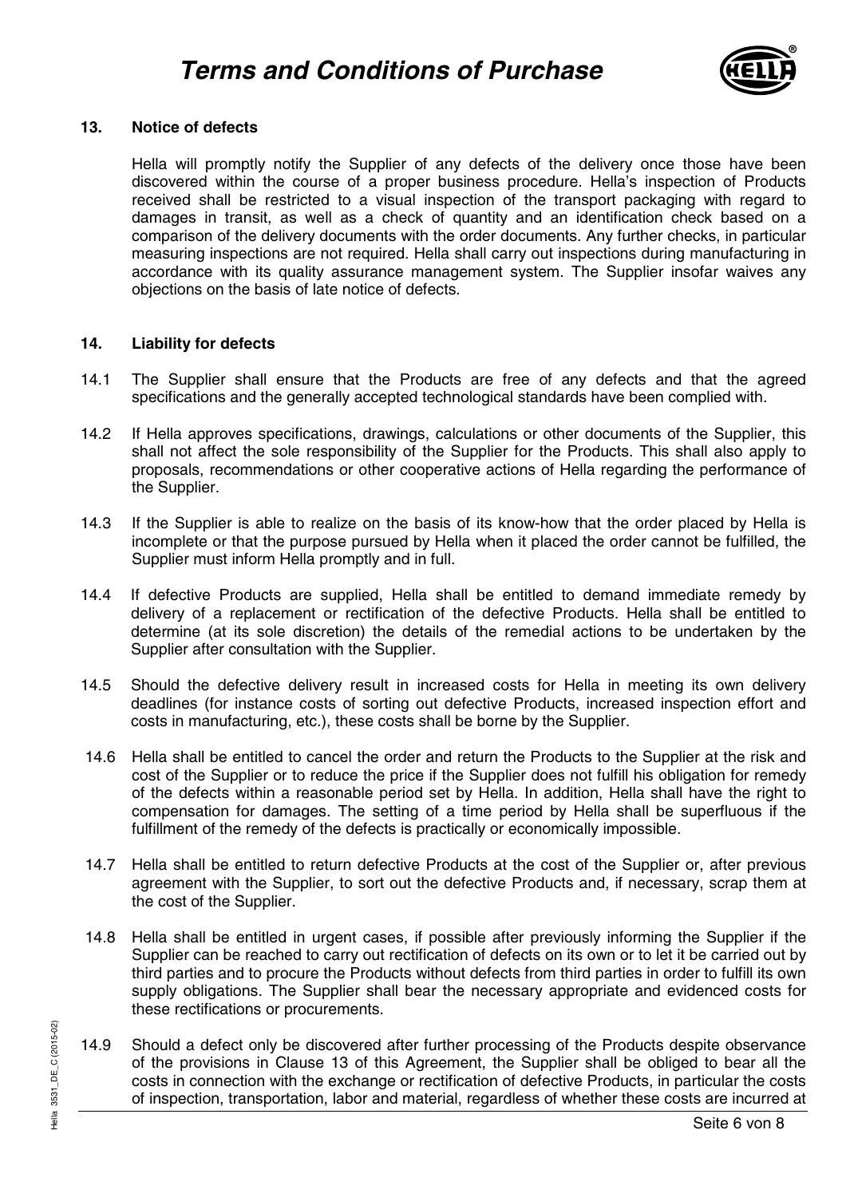### 13. Notice of defects

Hella will promptly notify the Supplier of any defects of the delivery once those have been discovered within the course of a proper business procedure. Hella's inspection of Products received shall be restricted to a visual inspection of the transport packaging with regard to damages in transit, as well as a check of quantity and an identification check based on a comparison of the delivery documents with the order documents. Any further checks, in particular measuring inspections are not required. Hella shall carry out inspections during manufacturing in accordance with its quality assurance management system. The Supplier insofar waives any objections on the basis of late notice of defects.

### 14. Liability for defects

14.1 The Supplier shall ensure that the Products are free of any defects and that the agreed specifications and the generally accepted technological standards have been complied with.

14.2 If Hella approves specifications, drawings, calculations or other documents of the Supplier, this shall not affect the sole responsibility of the Supplier for the Products. This shall also apply to proposals, recommendations or other cooperative actions of Hella regarding the performance of the Supplier.

14.3 If the Supplier is able to realize on the basis of its know-how that the order placed by Hella is incomplete or that the purpose pursued by Hella when it placed the order cannot be fulfilled, the Supplier must inform Hella promptly and in full.

14.4 If defective Products are supplied, Hella shall be entitled to demand immediate remedy by delivery of a replacement or rectification of the defective Products. Hella shall be entitled to determine (at its sole discretion) the details of the remedial actions to be undertaken by the Supplier after consultation with the Supplier.

14.5 Should the defective delivery result in increased costs for Hella in meeting its own delivery deadlines (for instance costs of sorting out defective Products, increased inspection effort and costs in manufacturing, etc.), these costs shall be borne by the Supplier.

14.6 Hella shall be entitled to cancel the order and return the Products to the Supplier at the risk and cost of the Supplier or to reduce the price if the Supplier does not fulfill his obligation for remedy of the defects within a reasonable period set by Hella. In addition, Hella shall have the right to compensation for damages. The setting of a time period by Hella shall be superfluous if the fulfillment of the remedy of the defects is practically or economically impossible.

14.7 Hella shall be entitled to return defective Products at the cost of the Supplier or, after previous agreement with the Supplier, to sort out the defective Products and, if necessary, scrap them at the cost of the Supplier.

14.8 Hella shall be entitled in urgent cases, if possible after previously informing the Supplier if the Supplier can be reached to carry out rectification of defects on its own or to let it be carried out by third parties and to procure the Products without defects from third parties in order to fulfill its own supply obligations. The Supplier shall bear the necessary appropriate and evidenced costs for these rectifications or procurements.

14.9 Should a defect only be discovered after further processing of the Products despite observance of the provisions in Clause 13 of this Agreement, the Supplier shall be obliged to bear all the costs in connection with the exchange or rectification of defective Products, in particular the costs of inspection, transportation, labor and material, regardless of whether these costs are incurred at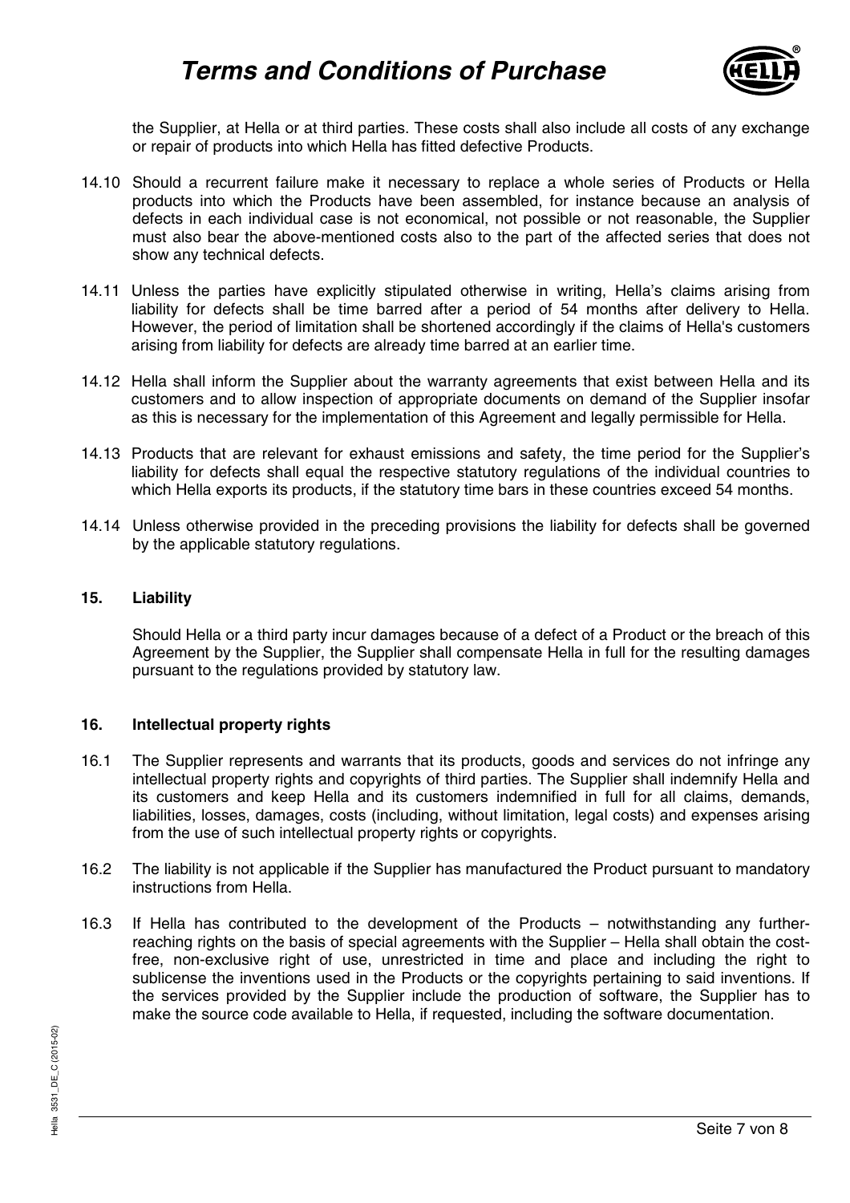the Supplier, at Hella or at third parties. These costs shall also include all costs of any exchange or repair of products into which Hella has fitted defective Products.

14.10 Should a recurrent failure make it necessary to replace a whole series of Products or Hella products into which the Products have been assembled, for instance because an analysis of defects in each individual case is not economical, not possible or not reasonable, the Supplier must also bear the above-mentioned costs also to the part of the affected series that does not show any technical defects.

14.11 Unless the parties have explicitly stipulated otherwise in writing, Hella's claims arising from liability for defects shall be time barred after a period of 54 months after delivery to Hella. However, the period of limitation shall be shortened accordingly if the claims of Hella's customers arising from liability for defects are already time barred at an earlier time.

14.12 Hella shall inform the Supplier about the warranty agreements that exist between Hella and its customers and to allow inspection of appropriate documents on demand of the Supplier insofar as this is necessary for the implementation of this Agreement and legally permissible for Hella.

14.13 Products that are relevant for exhaust emissions and safety, the time period for the Supplier's liability for defects shall equal the respective statutory regulations of the individual countries to which Hella exports its products, if the statutory time bars in these countries exceed 54 months.

14.14 Unless otherwise provided in the preceding provisions the liability for defects shall be governed by the applicable statutory regulations.

## 15. Liability

Should Hella or a third party incur damages because of a defect of a Product or the breach of this Agreement by the Supplier, the Supplier shall compensate Hella in full for the resulting damages pursuant to the regulations provided by statutory law.

## 16. Intellectual property rights

16.1 The Supplier represents and warrants that its products, goods and services do not infringe any intellectual property rights and copyrights of third parties. The Supplier shall indemnify Hella and its customers and keep Hella and its customers indemnified in full for all claims, demands, liabilities, losses, damages, costs (including, without limitation, legal costs) and expenses arising from the use of such intellectual property rights or copyrights.

16.2 The liability is not applicable if the Supplier has manufactured the Product pursuant to mandatory instructions from Hella.

16.3 If Hella has contributed to the development of the Products – notwithstanding any further-reaching rights on the basis of special agreements with the Supplier – Hella shall obtain the cost-free, non-exclusive right of use, unrestricted in time and place and including the right to sublicense the inventions used in the Products or the copyrights pertaining to said inventions. If the services provided by the Supplier include the production of software, the Supplier has to make the source code available to Hella, if requested, including the software documentation.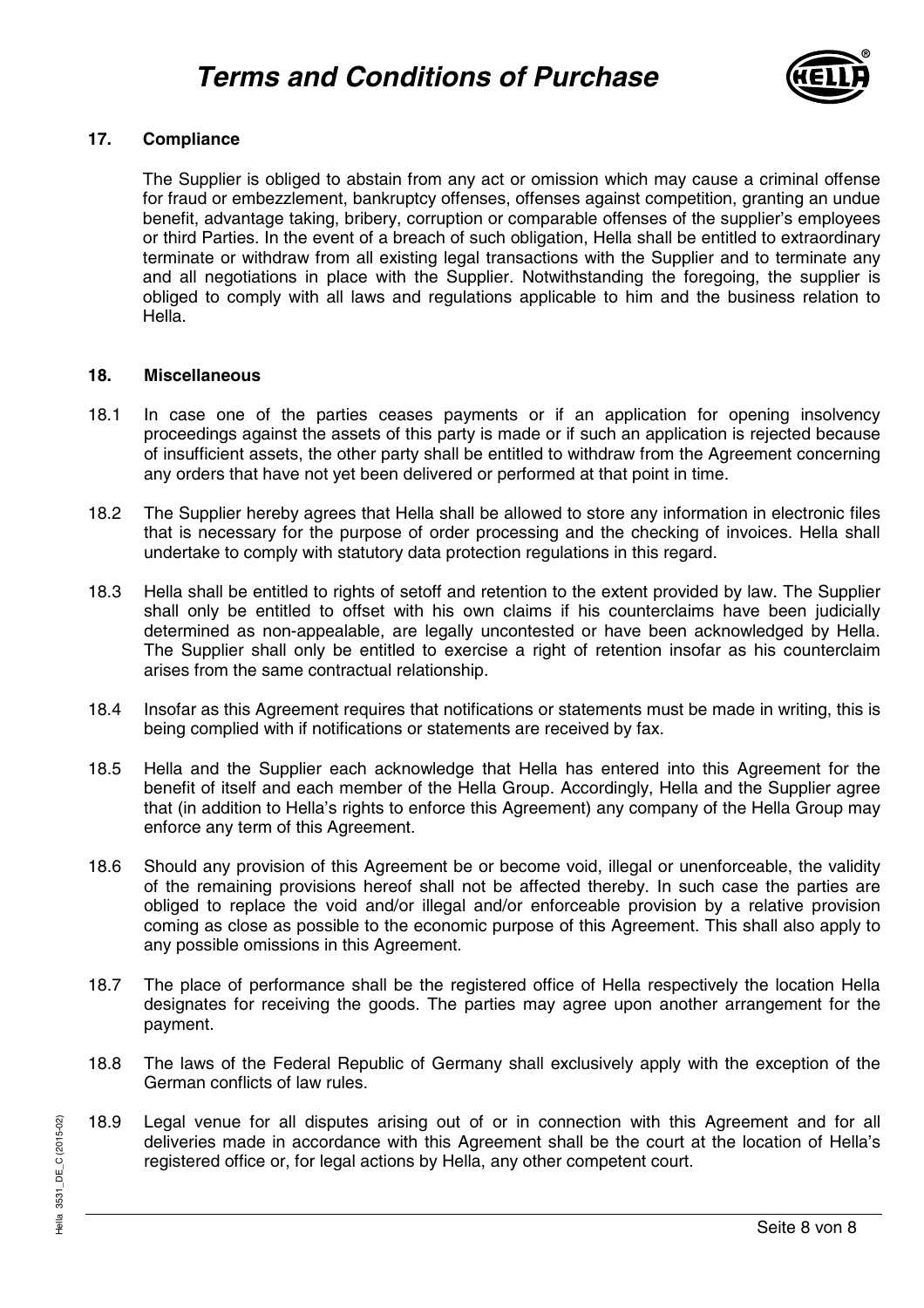## 17. Compliance

The Supplier is obliged to abstain from any act or omission which may cause a criminal offense for fraud or embezzlement, bankruptcy offenses, offenses against competition, granting an undue benefit, advantage taking, bribery, corruption or comparable offenses of the supplier's employees or third Parties. In the event of a breach of such obligation, Hella shall be entitled to extraordinary terminate or withdraw from all existing legal transactions with the Supplier and to terminate any and all negotiations in place with the Supplier. Notwithstanding the foregoing, the supplier is obliged to comply with all laws and regulations applicable to him and the business relation to Hella.

## 18. Miscellaneous

18.1 In case one of the parties ceases payments or if an application for opening insolvency proceedings against the assets of this party is made or if such an application is rejected because of insufficient assets, the other party shall be entitled to withdraw from the Agreement concerning any orders that have not yet been delivered or performed at that point in time.

18.2 The Supplier hereby agrees that Hella shall be allowed to store any information in electronic files that is necessary for the purpose of order processing and the checking of invoices. Hella shall undertake to comply with statutory data protection regulations in this regard.

18.3 Hella shall be entitled to rights of setoff and retention to the extent provided by law. The Supplier shall only be entitled to offset with his own claims if his counterclaims have been judicially determined as non-appealable, are legally uncontested or have been acknowledged by Hella. The Supplier shall only be entitled to exercise a right of retention insofar as his counterclaim arises from the same contractual relationship.

18.4 Insofar as this Agreement requires that notifications or statements must be made in writing, this is being complied with if notifications or statements are received by fax.

18.5 Hella and the Supplier each acknowledge that Hella has entered into this Agreement for the benefit of itself and each member of the Hella Group. Accordingly, Hella and the Supplier agree that (in addition to Hella's rights to enforce this Agreement) any company of the Hella Group may enforce any term of this Agreement.

18.6 Should any provision of this Agreement be or become void, illegal or unenforceable, the validity of the remaining provisions hereof shall not be affected thereby. In such case the parties are obliged to replace the void and/or illegal and/or enforceable provision by a relative provision coming as close as possible to the economic purpose of this Agreement. This shall also apply to any possible omissions in this Agreement.

18.7 The place of performance shall be the registered office of Hella respectively the location Hella designates for receiving the goods. The parties may agree upon another arrangement for the payment.

18.8 The laws of the Federal Republic of Germany shall exclusively apply with the exception of the German conflicts of law rules.

18.9 Legal venue for all disputes arising out of or in connection with this Agreement and for all deliveries made in accordance with this Agreement shall be the court at the location of Hella's registered office or, for legal actions by Hella, any other competent court.